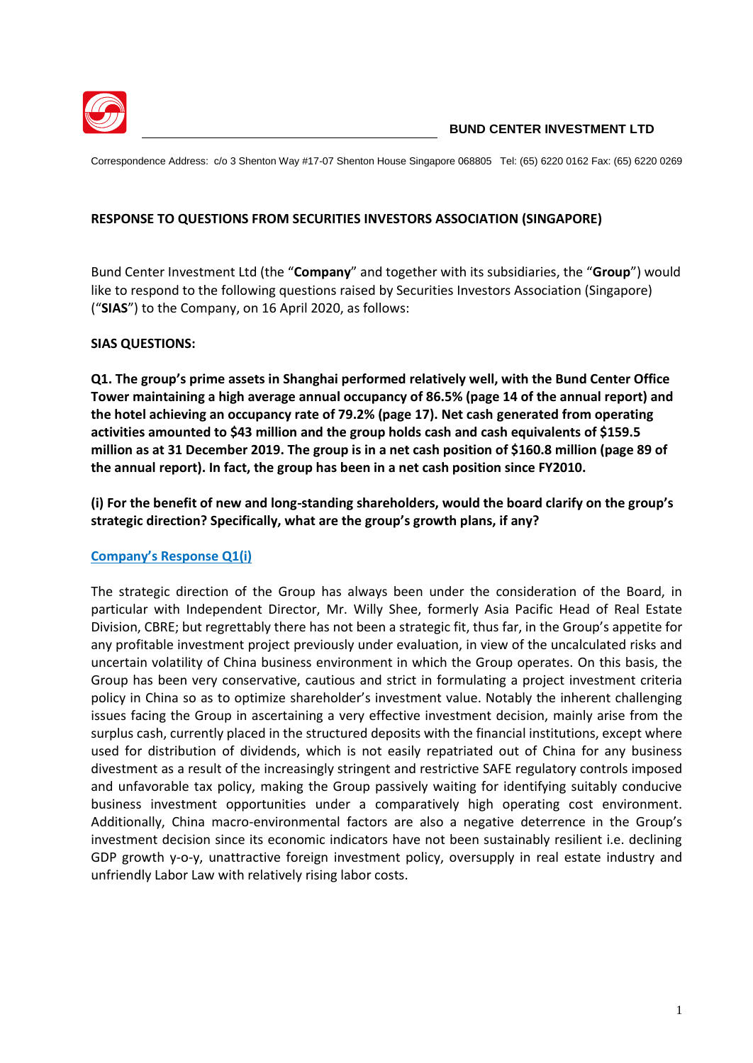**BUND CENTER INVESTMENT LTD**

Correspondence Address: c/o 3 Shenton Way #17-07 Shenton House Singapore 068805 Tel: (65) 6220 0162 Fax: (65) 6220 0269

**RESPONSE TO QUESTIONS FROM SECURITIES INVESTORS ASSOCIATION (SINGAPORE)**

Bund Center Investment Ltd (the "**Company**" and together with its subsidiaries, the "**Group**") would like to respond to the following questions raised by Securities Investors Association (Singapore) ("**SIAS**") to the Company, on 16 April 2020, as follows:

**SIAS QUESTIONS:**

**Q1. The group's prime assets in Shanghai performed relatively well, with the Bund Center Office Tower maintaining a high average annual occupancy of 86.5% (page 14 of the annual report) and the hotel achieving an occupancy rate of 79.2% (page 17). Net cash generated from operating activities amounted to $43 million and the group holds cash and cash equivalents of $159.5 million as at 31 December 2019. The group is in a net cash position of $160.8 million (page 89 of the annual report). In fact, the group has been in a net cash position since FY2010.**

**(i) For the benefit of new and long-standing shareholders, would the board clarify on the group's strategic direction? Specifically, what are the group's growth plans, if any?**

**Company's Response Q1(i)**

The strategic direction of the Group has always been under the consideration of the Board, in particular with Independent Director, Mr. Willy Shee, formerly Asia Pacific Head of Real Estate Division, CBRE; but regrettably there has not been a strategic fit, thus far, in the Group's appetite for any profitable investment project previously under evaluation, in view of the uncalculated risks and uncertain volatility of China business environment in which the Group operates. On this basis, the Group has been very conservative, cautious and strict in formulating a project investment criteria policy in China so as to optimize shareholder's investment value. Notably the inherent challenging issues facing the Group in ascertaining a very effective investment decision, mainly arise from the surplus cash, currently placed in the structured deposits with the financial institutions, except where used for distribution of dividends, which is not easily repatriated out of China for any business divestment as a result of the increasingly stringent and restrictive SAFE regulatory controls imposed and unfavorable tax policy, making the Group passively waiting for identifying suitably conducive business investment opportunities under a comparatively high operating cost environment. Additionally, China macro-environmental factors are also a negative deterrence in the Group's investment decision since its economic indicators have not been sustainably resilient i.e. declining GDP growth y-o-y, unattractive foreign investment policy, oversupply in real estate industry and unfriendly Labor Law with relatively rising labor costs.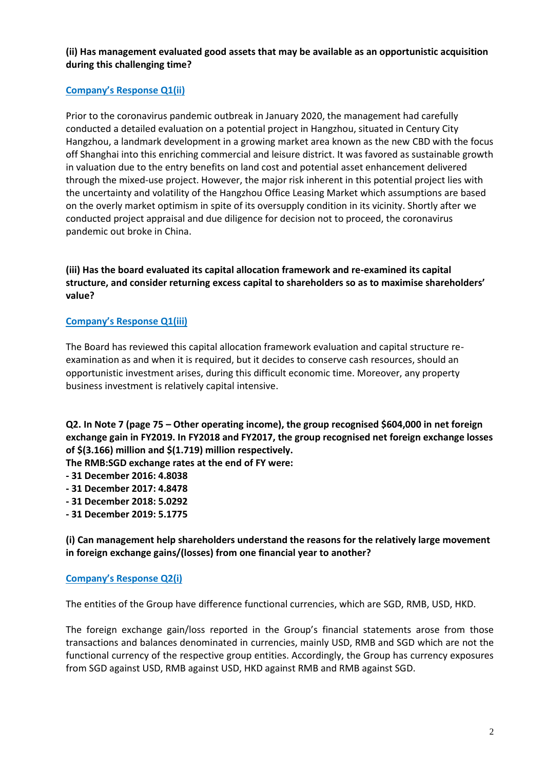**(ii) Has management evaluated good assets that may be available as an opportunistic acquisition during this challenging time?**

**Company's Response Q1(ii)**

Prior to the coronavirus pandemic outbreak in January 2020, the management had carefully conducted a detailed evaluation on a potential project in Hangzhou, situated in Century City Hangzhou, a landmark development in a growing market area known as the new CBD with the focus off Shanghai into this enriching commercial and leisure district. It was favored as sustainable growth in valuation due to the entry benefits on land cost and potential asset enhancement delivered through the mixed-use project. However, the major risk inherent in this potential project lies with the uncertainty and volatility of the Hangzhou Office Leasing Market which assumptions are based on the overly market optimism in spite of its oversupply condition in its vicinity. Shortly after we conducted project appraisal and due diligence for decision not to proceed, the coronavirus pandemic out broke in China.

**(iii) Has the board evaluated its capital allocation framework and re-examined its capital structure, and consider returning excess capital to shareholders so as to maximise shareholders' value?**

**Company's Response Q1(iii)**

The Board has reviewed this capital allocation framework evaluation and capital structure re-examination as and when it is required, but it decides to conserve cash resources, should an opportunistic investment arises, during this difficult economic time. Moreover, any property business investment is relatively capital intensive.

**Q2. In Note 7 (page 75 – Other operating income), the group recognised $604,000 in net foreign exchange gain in FY2019. In FY2018 and FY2017, the group recognised net foreign exchange losses of $(3.166) million and $(1.719) million respectively.**

**The RMB:SGD exchange rates at the end of FY were:**

- **31 December 2016: 4.8038**
- **31 December 2017: 4.8478**
- **31 December 2018: 5.0292**
- **31 December 2019: 5.1775**

**(i) Can management help shareholders understand the reasons for the relatively large movement in foreign exchange gains/(losses) from one financial year to another?**

**Company's Response Q2(i)**

The entities of the Group have difference functional currencies, which are SGD, RMB, USD, HKD.

The foreign exchange gain/loss reported in the Group's financial statements arose from those transactions and balances denominated in currencies, mainly USD, RMB and SGD which are not the functional currency of the respective group entities. Accordingly, the Group has currency exposures from SGD against USD, RMB against USD, HKD against RMB and RMB against SGD.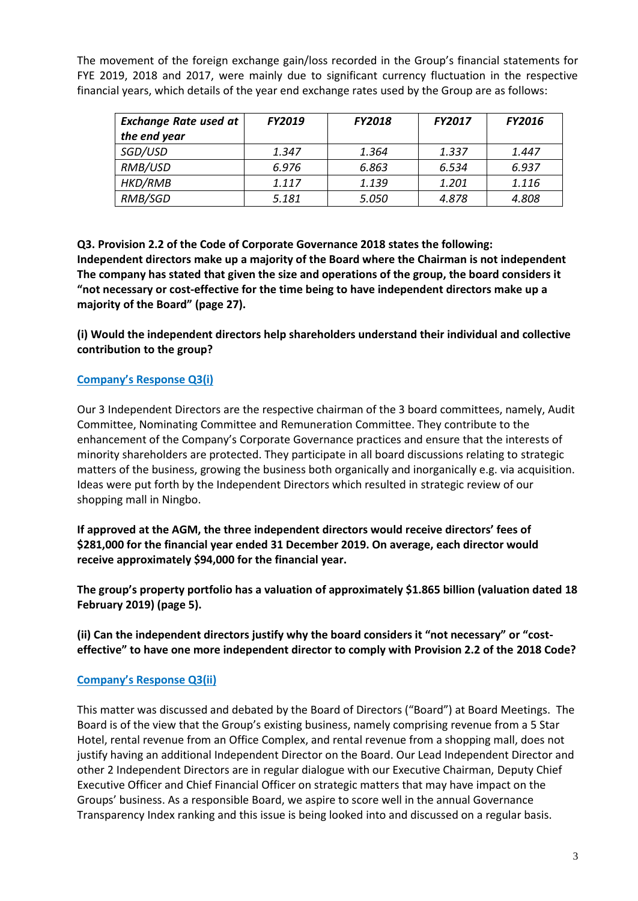The movement of the foreign exchange gain/loss recorded in the Group's financial statements for FYE 2019, 2018 and 2017, were mainly due to significant currency fluctuation in the respective financial years, which details of the year end exchange rates used by the Group are as follows:

| *Exchange Rate used at the end year* | *FY2019* | *FY2018* | *FY2017* | *FY2016* |
|---|---|---|---|---|
| *SGD/USD* | *1.347* | *1.364* | *1.337* | *1.447* |
| *RMB/USD* | *6.976* | *6.863* | *6.534* | *6.937* |
| *HKD/RMB* | *1.117* | *1.139* | *1.201* | *1.116* |
| *RMB/SGD* | *5.181* | *5.050* | *4.878* | *4.808* |

**Q3. Provision 2.2 of the Code of Corporate Governance 2018 states the following: Independent directors make up a majority of the Board where the Chairman is not independent The company has stated that given the size and operations of the group, the board considers it "not necessary or cost-effective for the time being to have independent directors make up a majority of the Board" (page 27).**

**(i) Would the independent directors help shareholders understand their individual and collective contribution to the group?**

**Company's Response Q3(i)**

Our 3 Independent Directors are the respective chairman of the 3 board committees, namely, Audit Committee, Nominating Committee and Remuneration Committee. They contribute to the enhancement of the Company's Corporate Governance practices and ensure that the interests of minority shareholders are protected. They participate in all board discussions relating to strategic matters of the business, growing the business both organically and inorganically e.g. via acquisition. Ideas were put forth by the Independent Directors which resulted in strategic review of our shopping mall in Ningbo.

**If approved at the AGM, the three independent directors would receive directors' fees of $281,000 for the financial year ended 31 December 2019. On average, each director would receive approximately $94,000 for the financial year.**

**The group's property portfolio has a valuation of approximately $1.865 billion (valuation dated 18 February 2019) (page 5).**

**(ii) Can the independent directors justify why the board considers it "not necessary" or "cost-effective" to have one more independent director to comply with Provision 2.2 of the 2018 Code?**

**Company's Response Q3(ii)**

This matter was discussed and debated by the Board of Directors ("Board") at Board Meetings. The Board is of the view that the Group's existing business, namely comprising revenue from a 5 Star Hotel, rental revenue from an Office Complex, and rental revenue from a shopping mall, does not justify having an additional Independent Director on the Board. Our Lead Independent Director and other 2 Independent Directors are in regular dialogue with our Executive Chairman, Deputy Chief Executive Officer and Chief Financial Officer on strategic matters that may have impact on the Groups' business. As a responsible Board, we aspire to score well in the annual Governance Transparency Index ranking and this issue is being looked into and discussed on a regular basis.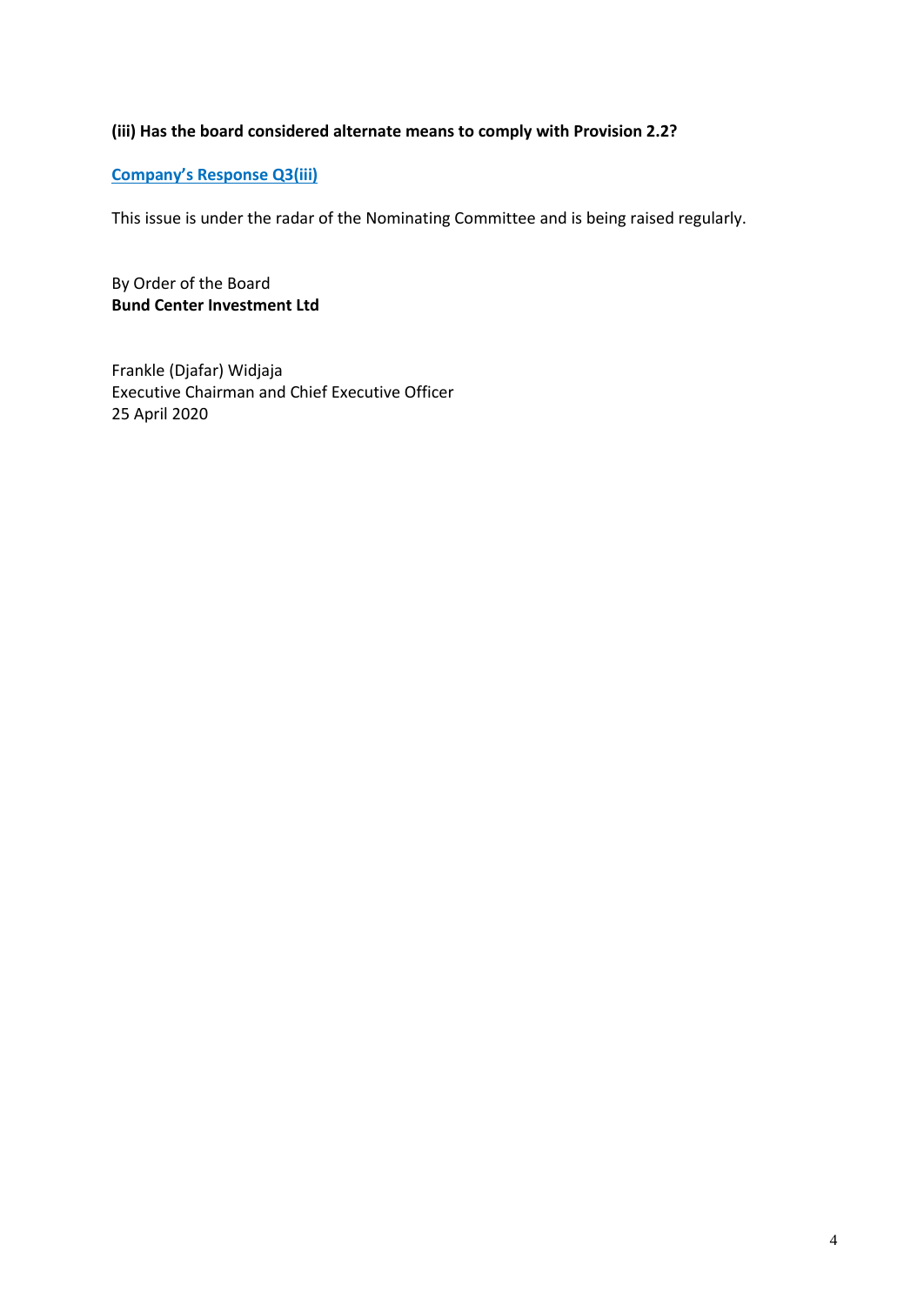**(iii) Has the board considered alternate means to comply with Provision 2.2?**

**Company's Response Q3(iii)**

This issue is under the radar of the Nominating Committee and is being raised regularly.

By Order of the Board
**Bund Center Investment Ltd**

Frankle (Djafar) Widjaja
Executive Chairman and Chief Executive Officer
25 April 2020